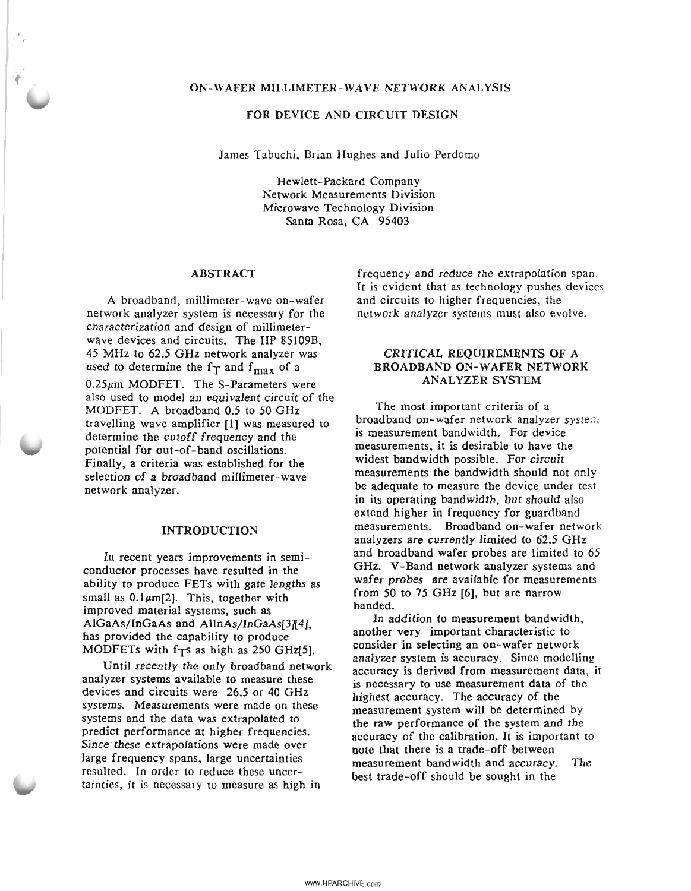# ON-WAFER MILLIMETER-WAVE NETWORK ANALYSIS FOR DEVICE AND CIRCUIT DESIGN

James Tabuchi, Brian Hughes and Julio Perdomo

Hewlett-Packard Company
Network Measurements Division
Microwave Technology Division
Santa Rosa, CA 95403

## ABSTRACT

A broadband, millimeter-wave on-wafer network analyzer system is necessary for the characterization and design of millimeter-wave devices and circuits. The HP 85109B, 45 MHz to 62.5 GHz network analyzer was used to determine the $f_T$ and $f_{max}$ of a 0.25$\mu$m MODFET. The S-Parameters were also used to model an equivalent circuit of the MODFET. A broadband 0.5 to 50 GHz travelling wave amplifier [1] was measured to determine the cutoff frequency and the potential for out-of-band oscillations. Finally, a criteria was established for the selection of a broadband millimeter-wave network analyzer.

## INTRODUCTION

In recent years improvements in semiconductor processes have resulted in the ability to produce FETs with gate lengths as small as 0.1$\mu$m[2]. This, together with improved material systems, such as AlGaAs/InGaAs and AlInAs/InGaAs[3][4], has provided the capability to produce MODFETs with $f_T$s as high as 250 GHz[5].

Until recently the only broadband network analyzer systems available to measure these devices and circuits were 26.5 or 40 GHz systems. Measurements were made on these systems and the data was extrapolated to predict performance at higher frequencies. Since these extrapolations were made over large frequency spans, large uncertainties resulted. In order to reduce these uncertainties, it is necessary to measure as high in frequency and reduce the extrapolation span. It is evident that as technology pushes devices and circuits to higher frequencies, the network analyzer systems must also evolve.

## CRITICAL REQUIREMENTS OF A BROADBAND ON-WAFER NETWORK ANALYZER SYSTEM

The most important criteria of a broadband on-wafer network analyzer system is measurement bandwidth. For device measurements, it is desirable to have the widest bandwidth possible. For circuit measurements the bandwidth should not only be adequate to measure the device under test in its operating bandwidth, but should also extend higher in frequency for guardband measurements. Broadband on-wafer network analyzers are currently limited to 62.5 GHz and broadband wafer probes are limited to 65 GHz. V-Band network analyzer systems and wafer probes are available for measurements from 50 to 75 GHz [6], but are narrow banded.

In addition to measurement bandwidth, another very important characteristic to consider in selecting an on-wafer network analyzer system is accuracy. Since modelling accuracy is derived from measurement data, it is necessary to use measurement data of the highest accuracy. The accuracy of the measurement system will be determined by the raw performance of the system and the accuracy of the calibration. It is important to note that there is a trade-off between measurement bandwidth and accuracy. The best trade-off should be sought in the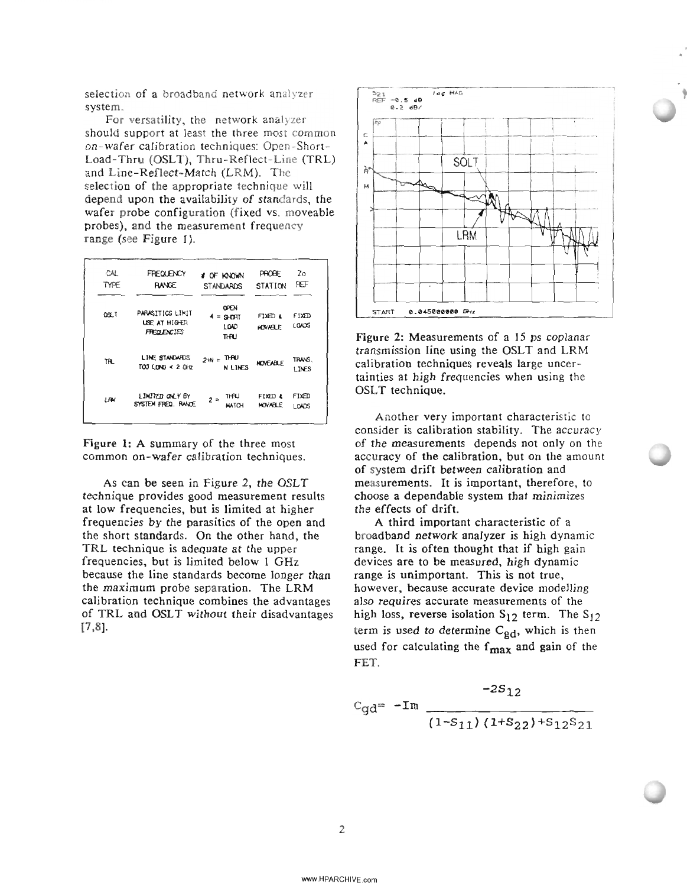selection of a broadband network analyzer system.

For versatility, the network analyzer should support at least the three most common on-wafer calibration techniques: Open-Short-Load-Thru (OSLT), Thru-Reflect-Line (TRL) and Line-Reflect-Match (LRM). The selection of the appropriate technique will depend upon the availability of standards, the wafer probe configuration (fixed vs. moveable probes), and the measurement frequency range (see Figure 1).

| CAL TYPE | FREQUENCY RANGE | # OF KNOWN STANDARDS | PROBE STATION | Zo REF |
|---|---|---|---|---|
| OSLT | PARASITICS LIMIT USE AT HIGHER FREQUENCIES | 4 = OPEN SHORT LOAD THRU | FIXED & MOVABLE | FIXED LOADS |
| TRL | LINE STANDARDS TOO LONG < 2 GHz | 2+N = THRU N LINES | MOVEABLE | TRANS. LINES |
| LRM | LIMITED ONLY BY SYSTEM FREQ. RANGE | 2 = THRU MATCH | FIXED & MOVABLE | FIXED LOADS |

**Figure 1:** A summary of the three most common on-wafer calibration techniques.

As can be seen in Figure 2, the OSLT technique provides good measurement results at low frequencies, but is limited at higher frequencies by the parasitics of the open and the short standards. On the other hand, the TRL technique is adequate at the upper frequencies, but is limited below 1 GHz because the line standards become longer than the maximum probe separation. The LRM calibration technique combines the advantages of TRL and OSLT without their disadvantages [7,8].

**Figure 2:** Measurements of a 15 ps coplanar transmission line using the OSLT and LRM calibration techniques reveals large uncertainties at high frequencies when using the OSLT technique.

Another very important characteristic to consider is calibration stability. The accuracy of the measurements depends not only on the accuracy of the calibration, but on the amount of system drift between calibration and measurements. It is important, therefore, to choose a dependable system that minimizes the effects of drift.

A third important characteristic of a broadband network analyzer is high dynamic range. It is often thought that if high gain devices are to be measured, high dynamic range is unimportant. This is not true, however, because accurate device modelling also requires accurate measurements of the high loss, reverse isolation $S_{12}$ term. The $S_{12}$ term is used to determine $C_{gd}$, which is then used for calculating the $f_{max}$ and gain of the FET.

$$C_{gd} = -\mathrm{Im}\,\frac{-2S_{12}}{(1-S_{11})(1+S_{22})+S_{12}S_{21}}$$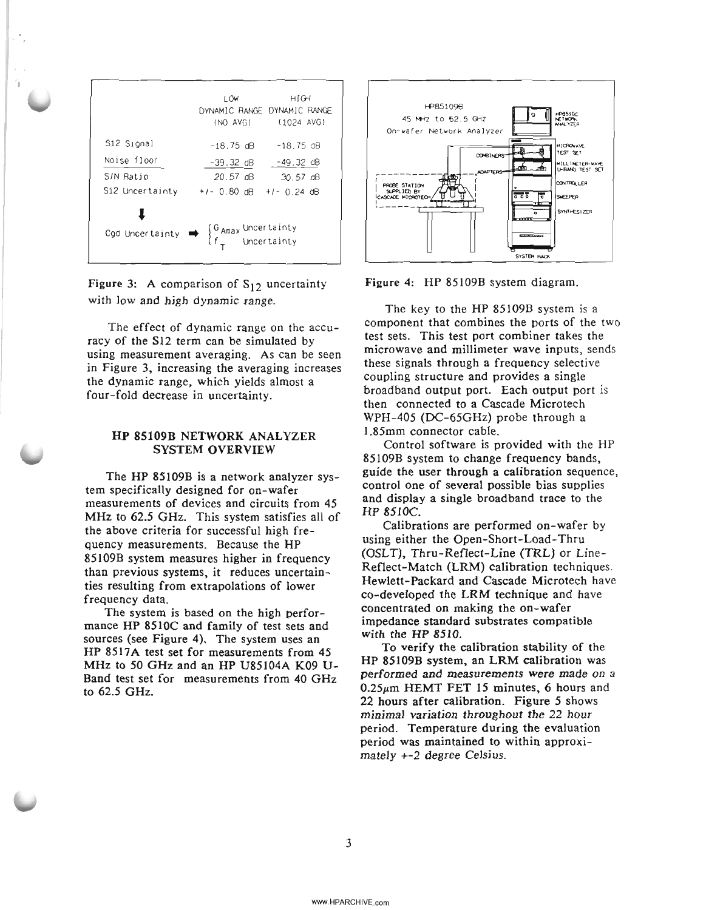|  | LOW DYNAMIC RANGE (NO AVG) | HIGH DYNAMIC RANGE (1024 AVG) |
|---|---|---|
| S12 Signal | -18.75 dB | -18.75 dB |
| Noise floor | -39.32 dB | -49.32 dB |
| S/N Ratio | 20.57 dB | 30.57 dB |
| S12 Uncertainty | +/- 0.80 dB | +/- 0.24 dB |

Cgd Uncertainty ➡ { $G_{Amax}$ Uncertainty, $f_T$ Uncertainty }

Figure 3: A comparison of $S_{12}$ uncertainty with low and high dynamic range.

The effect of dynamic range on the accuracy of the S12 term can be simulated by using measurement averaging. As can be seen in Figure 3, increasing the averaging increases the dynamic range, which yields almost a four-fold decrease in uncertainty.

## HP 85109B NETWORK ANALYZER SYSTEM OVERVIEW

The HP 85109B is a network analyzer system specifically designed for on-wafer measurements of devices and circuits from 45 MHz to 62.5 GHz. This system satisfies all of the above criteria for successful high frequency measurements. Because the HP 85109B system measures higher in frequency than previous systems, it reduces uncertainties resulting from extrapolations of lower frequency data.

The system is based on the high performance HP 8510C and family of test sets and sources (see Figure 4). The system uses an HP 8517A test set for measurements from 45 MHz to 50 GHz and an HP U85104A K09 U-Band test set for measurements from 40 GHz to 62.5 GHz.

Figure 4: HP 85109B system diagram.

The key to the HP 85109B system is a component that combines the ports of the two test sets. This test port combiner takes the microwave and millimeter wave inputs, sends these signals through a frequency selective coupling structure and provides a single broadband output port. Each output port is then connected to a Cascade Microtech WPH-405 (DC-65GHz) probe through a 1.85mm connector cable.

Control software is provided with the HP 85109B system to change frequency bands, guide the user through a calibration sequence, control one of several possible bias supplies and display a single broadband trace to the HP 8510C.

Calibrations are performed on-wafer by using either the Open-Short-Load-Thru (OSLT), Thru-Reflect-Line (TRL) or Line-Reflect-Match (LRM) calibration techniques. Hewlett-Packard and Cascade Microtech have co-developed the LRM technique and have concentrated on making the on-wafer impedance standard substrates compatible with the HP 8510.

To verify the calibration stability of the HP 85109B system, an LRM calibration was performed and measurements were made on a 0.25μm HEMT FET 15 minutes, 6 hours and 22 hours after calibration. Figure 5 shows minimal variation throughout the 22 hour period. Temperature during the evaluation period was maintained to within approximately +-2 degree Celsius.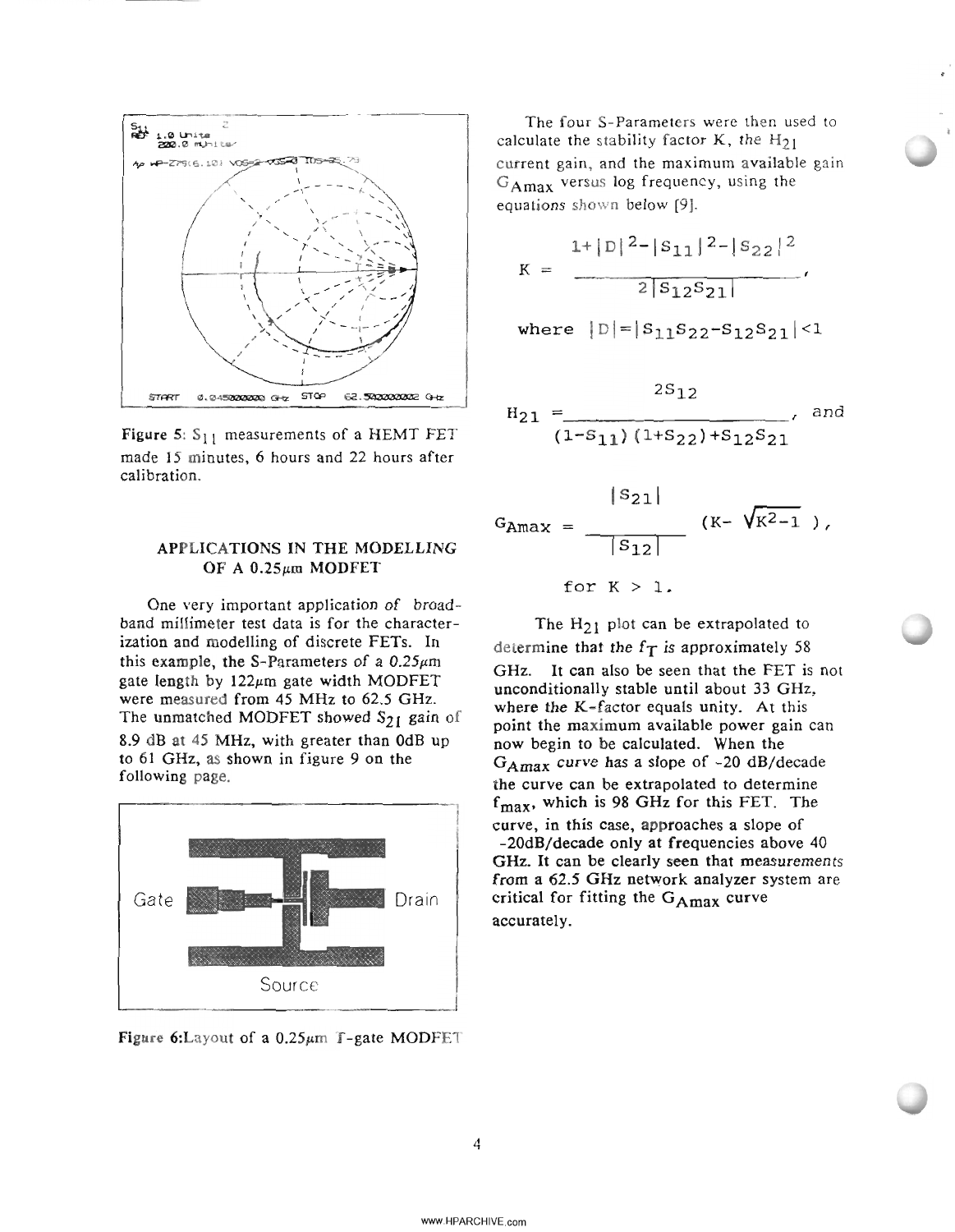Figure 5: $S_{11}$ measurements of a HEMT FET made 15 minutes, 6 hours and 22 hours after calibration.

## APPLICATIONS IN THE MODELLING OF A 0.25μm MODFET

One very important application of broadband millimeter test data is for the characterization and modelling of discrete FETs. In this example, the S-Parameters of a 0.25μm gate length by 122μm gate width MODFET were measured from 45 MHz to 62.5 GHz. The unmatched MODFET showed $S_{21}$ gain of 8.9 dB at 45 MHz, with greater than 0dB up to 61 GHz, as shown in figure 9 on the following page.

Figure 6: Layout of a 0.25μm T-gate MODFET

The four S-Parameters were then used to calculate the stability factor K, the $H_{21}$ current gain, and the maximum available gain $G_{Amax}$ versus log frequency, using the equations shown below [9].

$$K = \frac{1+|D|^2-|S_{11}|^2-|S_{22}|^2}{2|S_{12}S_{21}|},$$

where $|D|=|S_{11}S_{22}-S_{12}S_{21}|<1$

$$H_{21} = \frac{2S_{12}}{(1-S_{11})(1+S_{22})+S_{12}S_{21}}, \text{ and}$$

$$G_{Amax} = \frac{|S_{21}|}{|S_{12}|}(K-\sqrt{K^2-1}),$$

for $K > 1$.

The $H_{21}$ plot can be extrapolated to determine that the $f_T$ is approximately 58 GHz. It can also be seen that the FET is not unconditionally stable until about 33 GHz, where the K-factor equals unity. At this point the maximum available power gain can now begin to be calculated. When the $G_{Amax}$ curve has a slope of -20 dB/decade the curve can be extrapolated to determine $f_{max}$, which is 98 GHz for this FET. The curve, in this case, approaches a slope of -20dB/decade only at frequencies above 40 GHz. It can be clearly seen that measurements from a 62.5 GHz network analyzer system are critical for fitting the $G_{Amax}$ curve accurately.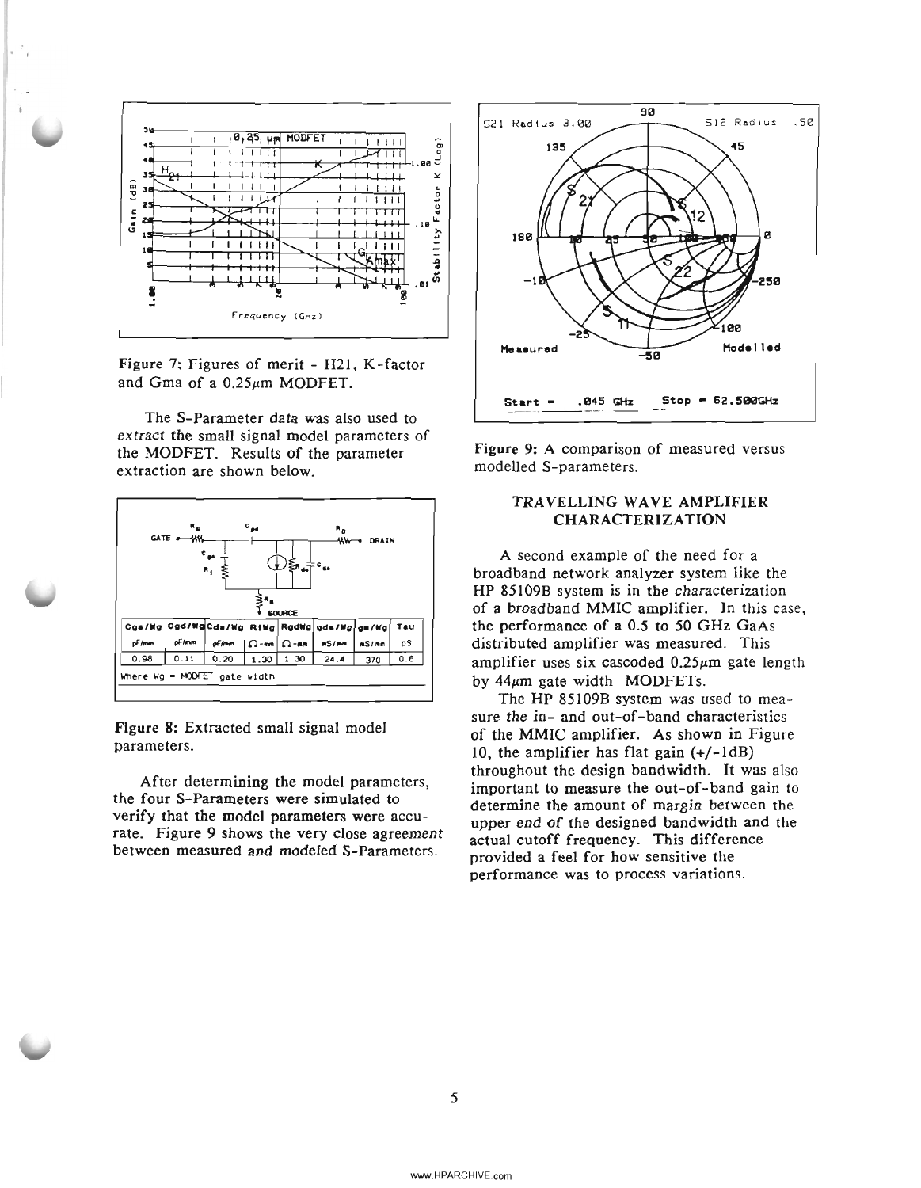Figure 7: Figures of merit - H21, K-factor and Gma of a 0.25$\mu$m MODFET.

The S-Parameter data was also used to extract the small signal model parameters of the MODFET. Results of the parameter extraction are shown below.

| Cgs/Wg | Cgd/Wg | Cds/Wg | RiWg | RgdWg | gds/Wg | gm/Wg | Tau |
|---|---|---|---|---|---|---|---|
| pF/mm | pF/mm | pF/mm | $\Omega$-mm | $\Omega$-mm | mS/mm | mS/mm | pS |
| 0.98 | 0.11 | 0.20 | 1.30 | 1.30 | 24.4 | 370 | 0.6 |

Where Wg = MODFET gate width

Figure 8: Extracted small signal model parameters.

After determining the model parameters, the four S-Parameters were simulated to verify that the model parameters were accurate. Figure 9 shows the very close agreement between measured and modeled S-Parameters.

Figure 9: A comparison of measured versus modelled S-parameters.

## TRAVELLING WAVE AMPLIFIER CHARACTERIZATION

A second example of the need for a broadband network analyzer system like the HP 85109B system is in the characterization of a broadband MMIC amplifier. In this case, the performance of a 0.5 to 50 GHz GaAs distributed amplifier was measured. This amplifier uses six cascoded 0.25$\mu$m gate length by 44$\mu$m gate width MODFETs.

The HP 85109B system was used to measure the in- and out-of-band characteristics of the MMIC amplifier. As shown in Figure 10, the amplifier has flat gain (+/-1dB) throughout the design bandwidth. It was also important to measure the out-of-band gain to determine the amount of margin between the upper end of the designed bandwidth and the actual cutoff frequency. This difference provided a feel for how sensitive the performance was to process variations.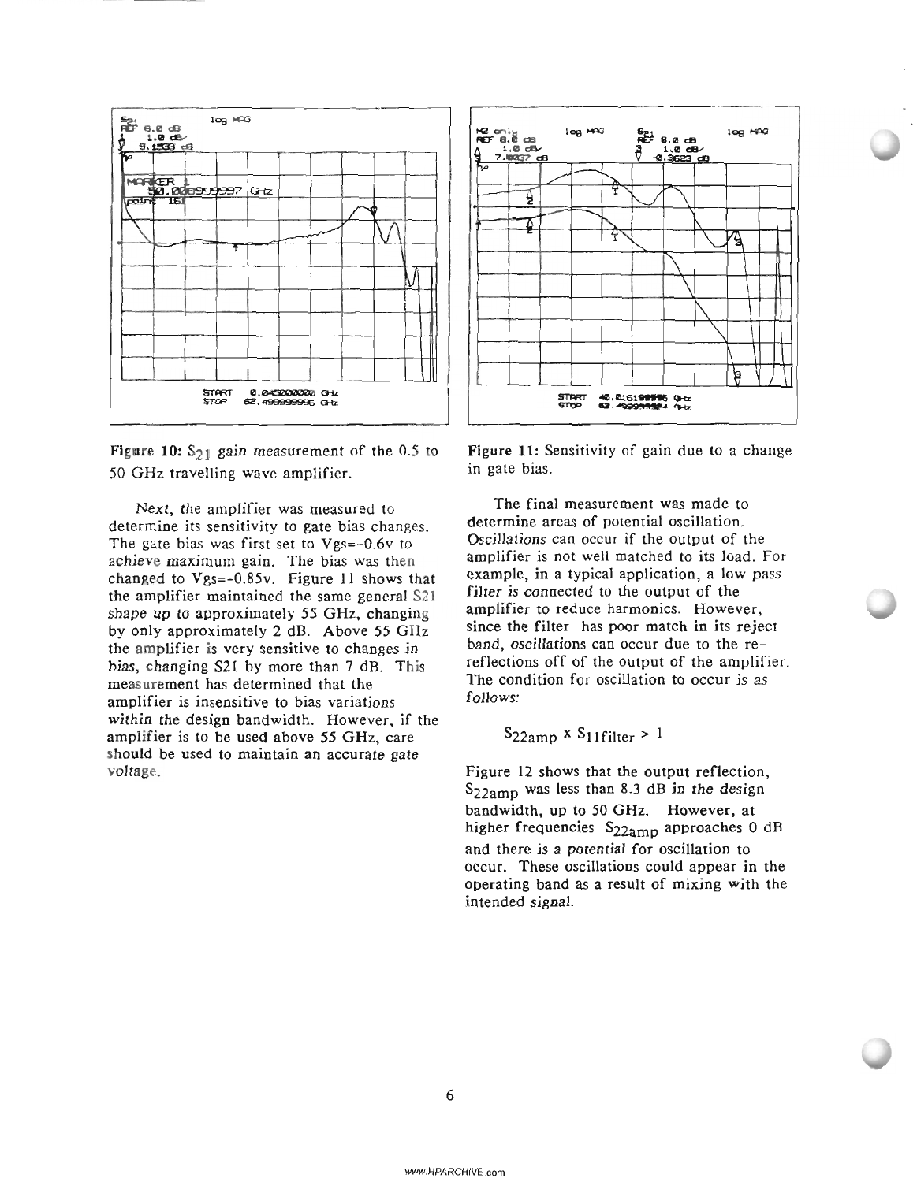Figure 10: $S_{21}$ gain measurement of the 0.5 to 50 GHz travelling wave amplifier.

Next, the amplifier was measured to determine its sensitivity to gate bias changes. The gate bias was first set to Vgs=-0.6v to achieve maximum gain. The bias was then changed to Vgs=-0.85v. Figure 11 shows that the amplifier maintained the same general S21 shape up to approximately 55 GHz, changing by only approximately 2 dB. Above 55 GHz the amplifier is very sensitive to changes in bias, changing S21 by more than 7 dB. This measurement has determined that the amplifier is insensitive to bias variations within the design bandwidth. However, if the amplifier is to be used above 55 GHz, care should be used to maintain an accurate gate voltage.

Figure 11: Sensitivity of gain due to a change in gate bias.

The final measurement was made to determine areas of potential oscillation. Oscillations can occur if the output of the amplifier is not well matched to its load. For example, in a typical application, a low pass filter is connected to the output of the amplifier to reduce harmonics. However, since the filter has poor match in its reject band, oscillations can occur due to the re-reflections off of the output of the amplifier. The condition for oscillation to occur is as follows:

$$S_{22amp} \times S_{11filter} > 1$$

Figure 12 shows that the output reflection, $S_{22amp}$ was less than 8.3 dB in the design bandwidth, up to 50 GHz. However, at higher frequencies $S_{22amp}$ approaches 0 dB and there is a potential for oscillation to occur. These oscillations could appear in the operating band as a result of mixing with the intended signal.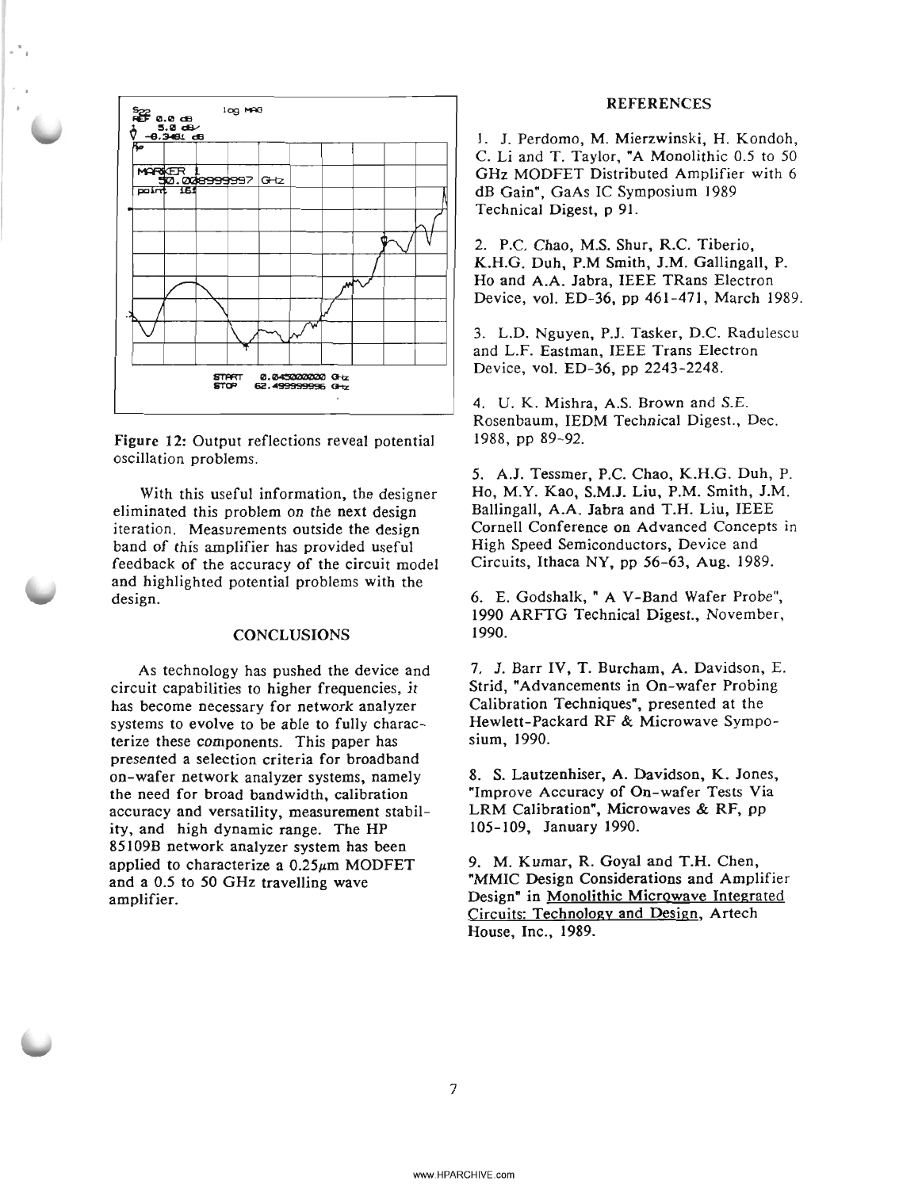S22
REF 0.0 dB
5.0 dB/
-0.348 dB

log MAG

MARKER 1
50.008999997 GHz
point 161

START 0.045000000 GHz
STOP 62.499999996 GHz

**Figure 12:** Output reflections reveal potential oscillation problems.

With this useful information, the designer eliminated this problem on the next design iteration. Measurements outside the design band of this amplifier has provided useful feedback of the accuracy of the circuit model and highlighted potential problems with the design.

## CONCLUSIONS

As technology has pushed the device and circuit capabilities to higher frequencies, it has become necessary for network analyzer systems to evolve to be able to fully characterize these components. This paper has presented a selection criteria for broadband on-wafer network analyzer systems, namely the need for broad bandwidth, calibration accuracy and versatility, measurement stability, and high dynamic range. The HP 85109B network analyzer system has been applied to characterize a 0.25$\mu$m MODFET and a 0.5 to 50 GHz travelling wave amplifier.

## REFERENCES

1. J. Perdomo, M. Mierzwinski, H. Kondoh, C. Li and T. Taylor, "A Monolithic 0.5 to 50 GHz MODFET Distributed Amplifier with 6 dB Gain", GaAs IC Symposium 1989 Technical Digest, p 91.

2. P.C. Chao, M.S. Shur, R.C. Tiberio, K.H.G. Duh, P.M Smith, J.M. Gallingall, P. Ho and A.A. Jabra, IEEE TRans Electron Device, vol. ED-36, pp 461-471, March 1989.

3. L.D. Nguyen, P.J. Tasker, D.C. Radulescu and L.F. Eastman, IEEE Trans Electron Device, vol. ED-36, pp 2243-2248.

4. U. K. Mishra, A.S. Brown and S.E. Rosenbaum, IEDM Technical Digest., Dec. 1988, pp 89-92.

5. A.J. Tessmer, P.C. Chao, K.H.G. Duh, P. Ho, M.Y. Kao, S.M.J. Liu, P.M. Smith, J.M. Ballingall, A.A. Jabra and T.H. Liu, IEEE Cornell Conference on Advanced Concepts in High Speed Semiconductors, Device and Circuits, Ithaca NY, pp 56-63, Aug. 1989.

6. E. Godshalk, " A V-Band Wafer Probe", 1990 ARFTG Technical Digest., November, 1990.

7. J. Barr IV, T. Burcham, A. Davidson, E. Strid, "Advancements in On-wafer Probing Calibration Techniques", presented at the Hewlett-Packard RF & Microwave Symposium, 1990.

8. S. Lautzenhiser, A. Davidson, K. Jones, "Improve Accuracy of On-wafer Tests Via LRM Calibration", Microwaves & RF, pp 105-109, January 1990.

9. M. Kumar, R. Goyal and T.H. Chen, "MMIC Design Considerations and Amplifier Design" in Monolithic Microwave Integrated Circuits: Technology and Design, Artech House, Inc., 1989.